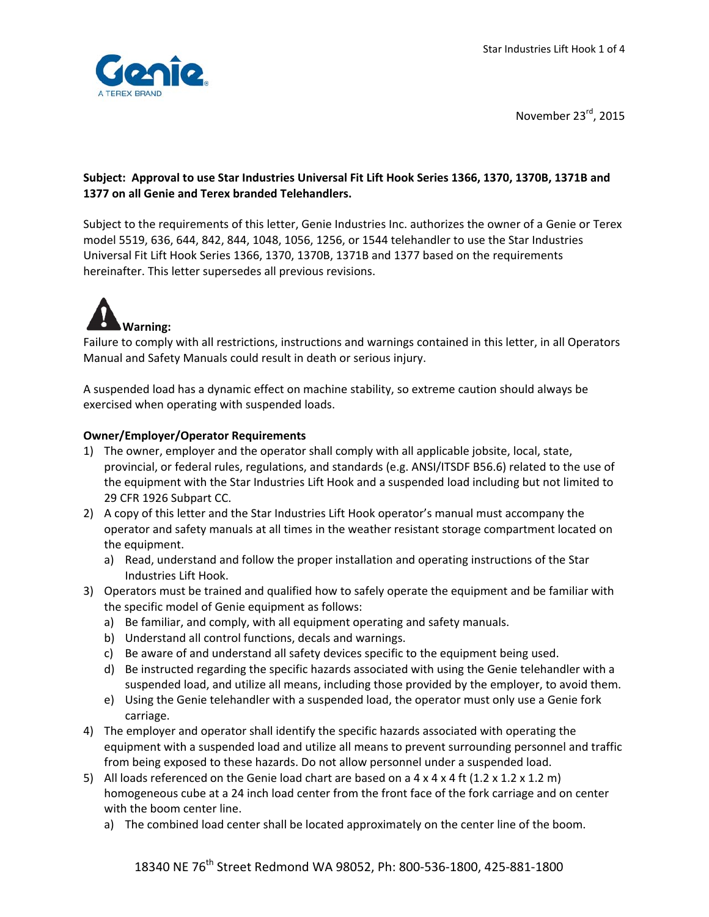November 23rd, 2015

**Subject: Approval to use Star Industries Universal Fit Lift Hook Series 1366, 1370, 1370B, 1371B and 1377 on all Genie and Terex branded Telehandlers.**

Subject to the requirements of this letter, Genie Industries Inc. authorizes the owner of a Genie or Terex model 5519, 636, 644, 842, 844, 1048, 1056, 1256, or 1544 telehandler to use the Star Industries Universal Fit Lift Hook Series 1366, 1370, 1370B, 1371B and 1377 based on the requirements hereinafter. This letter supersedes all previous revisions.

**Warning:**

Failure to comply with all restrictions, instructions and warnings contained in this letter, in all Operators Manual and Safety Manuals could result in death or serious injury.

A suspended load has a dynamic effect on machine stability, so extreme caution should always be exercised when operating with suspended loads.

**Owner/Employer/Operator Requirements**

1) The owner, employer and the operator shall comply with all applicable jobsite, local, state, provincial, or federal rules, regulations, and standards (e.g. ANSI/ITSDF B56.6) related to the use of the equipment with the Star Industries Lift Hook and a suspended load including but not limited to 29 CFR 1926 Subpart CC.
2) A copy of this letter and the Star Industries Lift Hook operator's manual must accompany the operator and safety manuals at all times in the weather resistant storage compartment located on the equipment.
   a) Read, understand and follow the proper installation and operating instructions of the Star Industries Lift Hook.
3) Operators must be trained and qualified how to safely operate the equipment and be familiar with the specific model of Genie equipment as follows:
   a) Be familiar, and comply, with all equipment operating and safety manuals.
   b) Understand all control functions, decals and warnings.
   c) Be aware of and understand all safety devices specific to the equipment being used.
   d) Be instructed regarding the specific hazards associated with using the Genie telehandler with a suspended load, and utilize all means, including those provided by the employer, to avoid them.
   e) Using the Genie telehandler with a suspended load, the operator must only use a Genie fork carriage.
4) The employer and operator shall identify the specific hazards associated with operating the equipment with a suspended load and utilize all means to prevent surrounding personnel and traffic from being exposed to these hazards. Do not allow personnel under a suspended load.
5) All loads referenced on the Genie load chart are based on a 4 x 4 x 4 ft (1.2 x 1.2 x 1.2 m) homogeneous cube at a 24 inch load center from the front face of the fork carriage and on center with the boom center line.
   a) The combined load center shall be located approximately on the center line of the boom.

18340 NE 76th Street Redmond WA 98052, Ph: 800-536-1800, 425-881-1800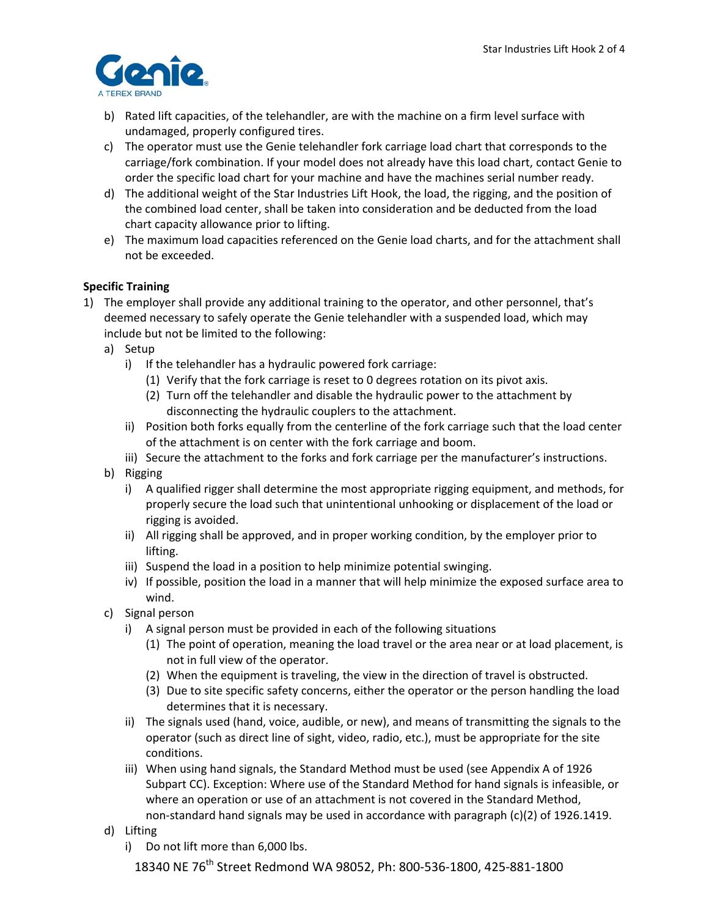b) Rated lift capacities, of the telehandler, are with the machine on a firm level surface with undamaged, properly configured tires.

c) The operator must use the Genie telehandler fork carriage load chart that corresponds to the carriage/fork combination. If your model does not already have this load chart, contact Genie to order the specific load chart for your machine and have the machines serial number ready.

d) The additional weight of the Star Industries Lift Hook, the load, the rigging, and the position of the combined load center, shall be taken into consideration and be deducted from the load chart capacity allowance prior to lifting.

e) The maximum load capacities referenced on the Genie load charts, and for the attachment shall not be exceeded.

**Specific Training**

1) The employer shall provide any additional training to the operator, and other personnel, that's deemed necessary to safely operate the Genie telehandler with a suspended load, which may include but not be limited to the following:
   - a) Setup
     - i) If the telehandler has a hydraulic powered fork carriage:
       - (1) Verify that the fork carriage is reset to 0 degrees rotation on its pivot axis.
       - (2) Turn off the telehandler and disable the hydraulic power to the attachment by disconnecting the hydraulic couplers to the attachment.
     - ii) Position both forks equally from the centerline of the fork carriage such that the load center of the attachment is on center with the fork carriage and boom.
     - iii) Secure the attachment to the forks and fork carriage per the manufacturer's instructions.
   - b) Rigging
     - i) A qualified rigger shall determine the most appropriate rigging equipment, and methods, for properly secure the load such that unintentional unhooking or displacement of the load or rigging is avoided.
     - ii) All rigging shall be approved, and in proper working condition, by the employer prior to lifting.
     - iii) Suspend the load in a position to help minimize potential swinging.
     - iv) If possible, position the load in a manner that will help minimize the exposed surface area to wind.
   - c) Signal person
     - i) A signal person must be provided in each of the following situations
       - (1) The point of operation, meaning the load travel or the area near or at load placement, is not in full view of the operator.
       - (2) When the equipment is traveling, the view in the direction of travel is obstructed.
       - (3) Due to site specific safety concerns, either the operator or the person handling the load determines that it is necessary.
     - ii) The signals used (hand, voice, audible, or new), and means of transmitting the signals to the operator (such as direct line of sight, video, radio, etc.), must be appropriate for the site conditions.
     - iii) When using hand signals, the Standard Method must be used (see Appendix A of 1926 Subpart CC). Exception: Where use of the Standard Method for hand signals is infeasible, or where an operation or use of an attachment is not covered in the Standard Method, non-standard hand signals may be used in accordance with paragraph (c)(2) of 1926.1419.
   - d) Lifting
     - i) Do not lift more than 6,000 lbs.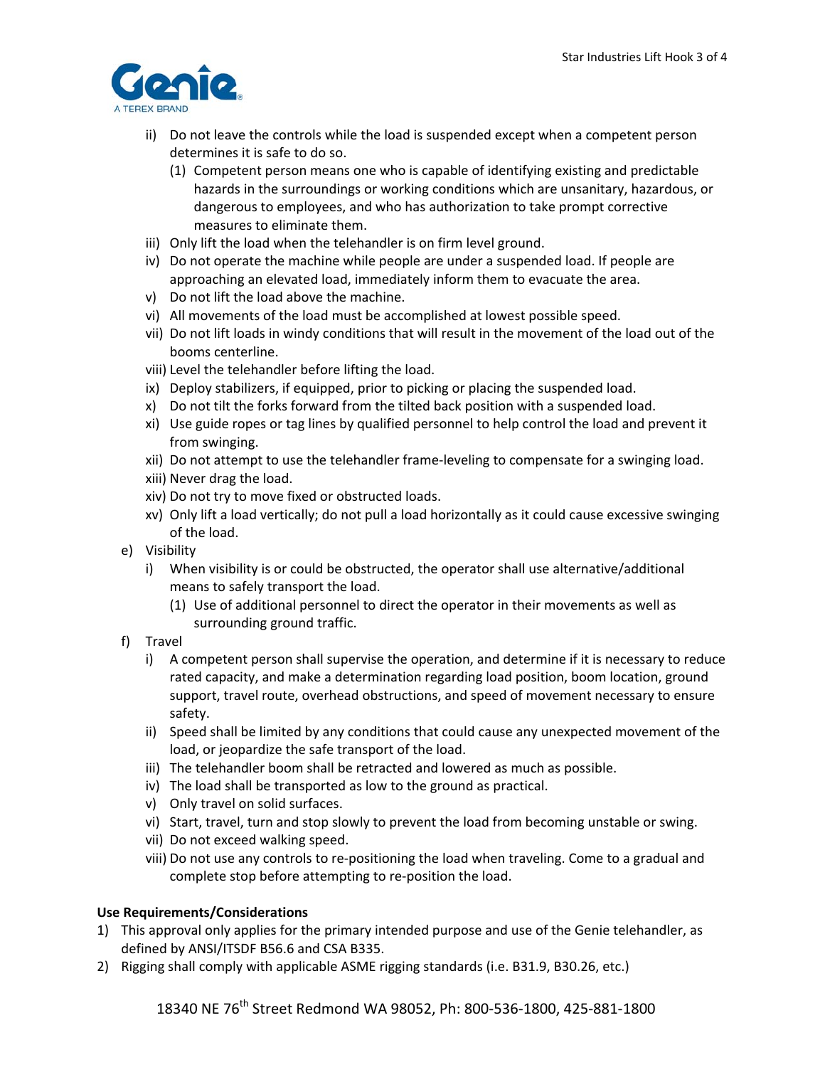ii) Do not leave the controls while the load is suspended except when a competent person determines it is safe to do so.
   (1) Competent person means one who is capable of identifying existing and predictable hazards in the surroundings or working conditions which are unsanitary, hazardous, or dangerous to employees, and who has authorization to take prompt corrective measures to eliminate them.

iii) Only lift the load when the telehandler is on firm level ground.

iv) Do not operate the machine while people are under a suspended load. If people are approaching an elevated load, immediately inform them to evacuate the area.

v) Do not lift the load above the machine.

vi) All movements of the load must be accomplished at lowest possible speed.

vii) Do not lift loads in windy conditions that will result in the movement of the load out of the booms centerline.

viii) Level the telehandler before lifting the load.

ix) Deploy stabilizers, if equipped, prior to picking or placing the suspended load.

x) Do not tilt the forks forward from the tilted back position with a suspended load.

xi) Use guide ropes or tag lines by qualified personnel to help control the load and prevent it from swinging.

xii) Do not attempt to use the telehandler frame-leveling to compensate for a swinging load.

xiii) Never drag the load.

xiv) Do not try to move fixed or obstructed loads.

xv) Only lift a load vertically; do not pull a load horizontally as it could cause excessive swinging of the load.

e) Visibility
   i) When visibility is or could be obstructed, the operator shall use alternative/additional means to safely transport the load.
      (1) Use of additional personnel to direct the operator in their movements as well as surrounding ground traffic.

f) Travel
   i) A competent person shall supervise the operation, and determine if it is necessary to reduce rated capacity, and make a determination regarding load position, boom location, ground support, travel route, overhead obstructions, and speed of movement necessary to ensure safety.
   ii) Speed shall be limited by any conditions that could cause any unexpected movement of the load, or jeopardize the safe transport of the load.
   iii) The telehandler boom shall be retracted and lowered as much as possible.
   iv) The load shall be transported as low to the ground as practical.
   v) Only travel on solid surfaces.
   vi) Start, travel, turn and stop slowly to prevent the load from becoming unstable or swing.
   vii) Do not exceed walking speed.
   viii) Do not use any controls to re-positioning the load when traveling. Come to a gradual and complete stop before attempting to re-position the load.

**Use Requirements/Considerations**

1) This approval only applies for the primary intended purpose and use of the Genie telehandler, as defined by ANSI/ITSDF B56.6 and CSA B335.
2) Rigging shall comply with applicable ASME rigging standards (i.e. B31.9, B30.26, etc.)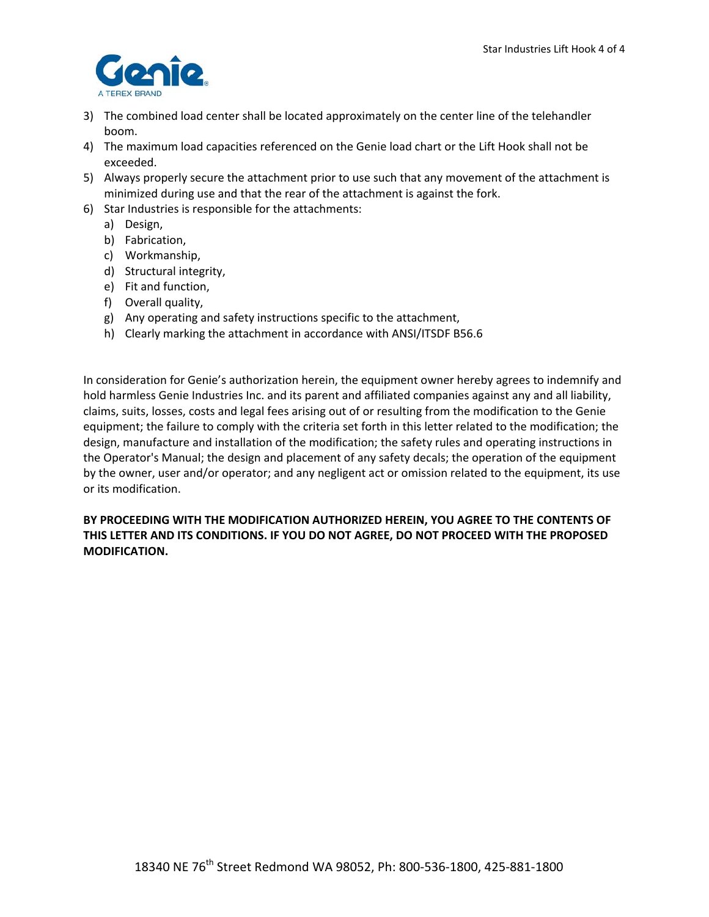3) The combined load center shall be located approximately on the center line of the telehandler boom.
4) The maximum load capacities referenced on the Genie load chart or the Lift Hook shall not be exceeded.
5) Always properly secure the attachment prior to use such that any movement of the attachment is minimized during use and that the rear of the attachment is against the fork.
6) Star Industries is responsible for the attachments:
   a) Design,
   b) Fabrication,
   c) Workmanship,
   d) Structural integrity,
   e) Fit and function,
   f) Overall quality,
   g) Any operating and safety instructions specific to the attachment,
   h) Clearly marking the attachment in accordance with ANSI/ITSDF B56.6

In consideration for Genie's authorization herein, the equipment owner hereby agrees to indemnify and hold harmless Genie Industries Inc. and its parent and affiliated companies against any and all liability, claims, suits, losses, costs and legal fees arising out of or resulting from the modification to the Genie equipment; the failure to comply with the criteria set forth in this letter related to the modification; the design, manufacture and installation of the modification; the safety rules and operating instructions in the Operator's Manual; the design and placement of any safety decals; the operation of the equipment by the owner, user and/or operator; and any negligent act or omission related to the equipment, its use or its modification.

**BY PROCEEDING WITH THE MODIFICATION AUTHORIZED HEREIN, YOU AGREE TO THE CONTENTS OF THIS LETTER AND ITS CONDITIONS. IF YOU DO NOT AGREE, DO NOT PROCEED WITH THE PROPOSED MODIFICATION.**